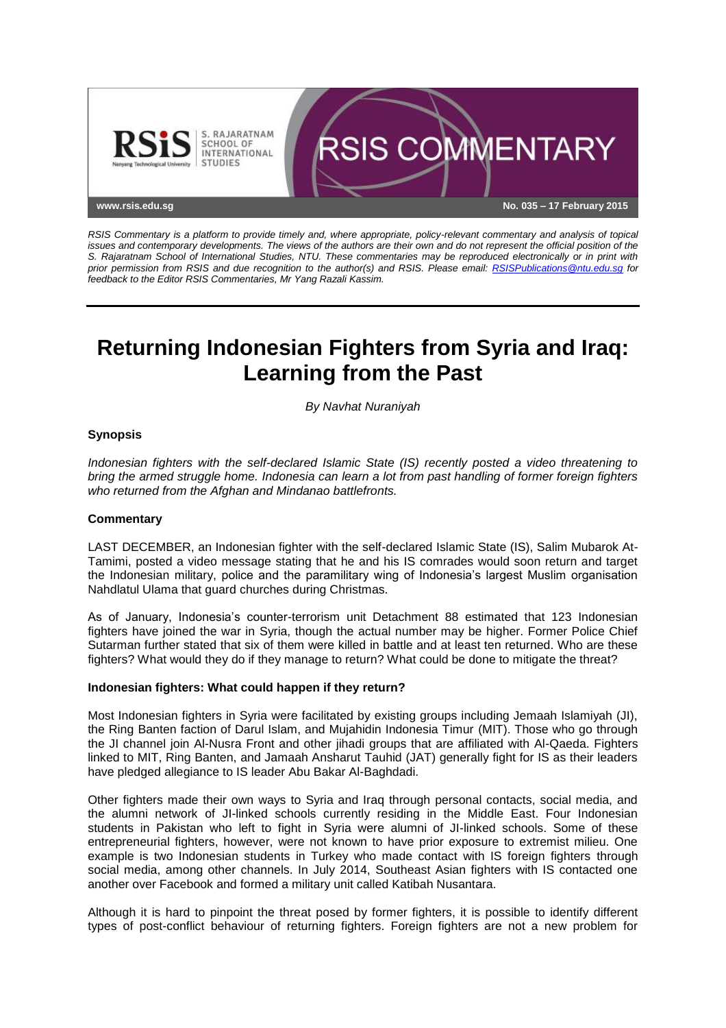RSIS Commentary is a platform to provide timely and, where appropriate, policy-relevant commentary and analysis of topical issues and contemporary developments. The views of the authors are their own and do not represent the official position of the S. Rajaratnam School of International Studies, NTU. These commentaries may be reproduced electronically or in print with prior permission from RSIS and due recognition to the author(s) and RSIS. Please email: RSISPublications@ntu.edu.sg for feedback to the Editor RSIS Commentaries, Mr Yang Razali Kassim.

No. 035 – 17 February 2015

# Returning Indonesian Fighters from Syria and Iraq: Learning from the Past

*By Navhat Nuraniyah*

**Synopsis**

*Indonesian fighters with the self-declared Islamic State (IS) recently posted a video threatening to bring the armed struggle home. Indonesia can learn a lot from past handling of former foreign fighters who returned from the Afghan and Mindanao battlefronts.*

**Commentary**

LAST DECEMBER, an Indonesian fighter with the self-declared Islamic State (IS), Salim Mubarok At-Tamimi, posted a video message stating that he and his IS comrades would soon return and target the Indonesian military, police and the paramilitary wing of Indonesia's largest Muslim organisation Nahdlatul Ulama that guard churches during Christmas.

As of January, Indonesia's counter-terrorism unit Detachment 88 estimated that 123 Indonesian fighters have joined the war in Syria, though the actual number may be higher. Former Police Chief Sutarman further stated that six of them were killed in battle and at least ten returned. Who are these fighters? What would they do if they manage to return? What could be done to mitigate the threat?

**Indonesian fighters: What could happen if they return?**

Most Indonesian fighters in Syria were facilitated by existing groups including Jemaah Islamiyah (JI), the Ring Banten faction of Darul Islam, and Mujahidin Indonesia Timur (MIT). Those who go through the JI channel join Al-Nusra Front and other jihadi groups that are affiliated with Al-Qaeda. Fighters linked to MIT, Ring Banten, and Jamaah Ansharut Tauhid (JAT) generally fight for IS as their leaders have pledged allegiance to IS leader Abu Bakar Al-Baghdadi.

Other fighters made their own ways to Syria and Iraq through personal contacts, social media, and the alumni network of JI-linked schools currently residing in the Middle East. Four Indonesian students in Pakistan who left to fight in Syria were alumni of JI-linked schools. Some of these entrepreneurial fighters, however, were not known to have prior exposure to extremist milieu. One example is two Indonesian students in Turkey who made contact with IS foreign fighters through social media, among other channels. In July 2014, Southeast Asian fighters with IS contacted one another over Facebook and formed a military unit called Katibah Nusantara.

Although it is hard to pinpoint the threat posed by former fighters, it is possible to identify different types of post-conflict behaviour of returning fighters. Foreign fighters are not a new problem for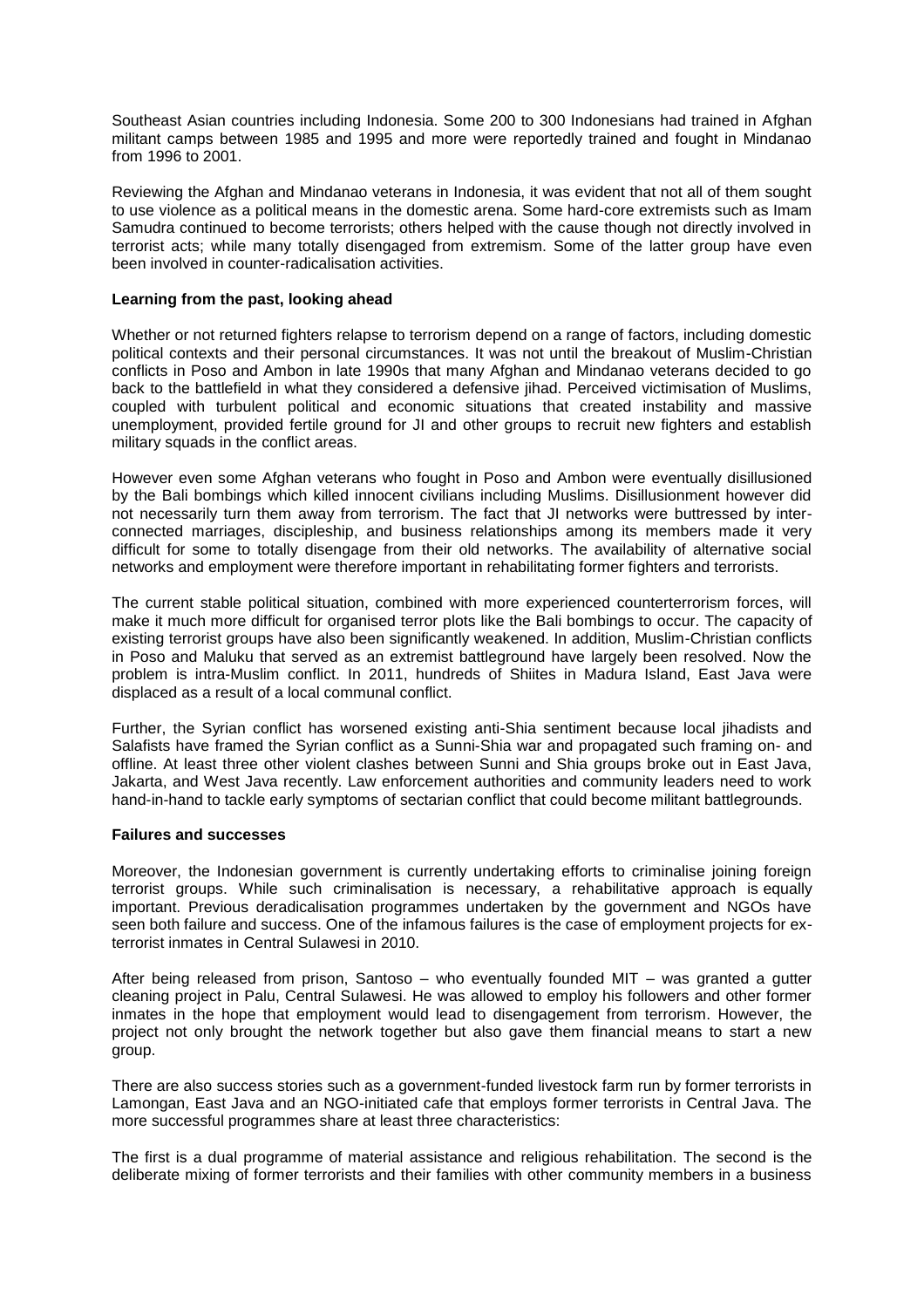Southeast Asian countries including Indonesia. Some 200 to 300 Indonesians had trained in Afghan militant camps between 1985 and 1995 and more were reportedly trained and fought in Mindanao from 1996 to 2001.

Reviewing the Afghan and Mindanao veterans in Indonesia, it was evident that not all of them sought to use violence as a political means in the domestic arena. Some hard-core extremists such as Imam Samudra continued to become terrorists; others helped with the cause though not directly involved in terrorist acts; while many totally disengaged from extremism. Some of the latter group have even been involved in counter-radicalisation activities.

**Learning from the past, looking ahead**

Whether or not returned fighters relapse to terrorism depend on a range of factors, including domestic political contexts and their personal circumstances. It was not until the breakout of Muslim-Christian conflicts in Poso and Ambon in late 1990s that many Afghan and Mindanao veterans decided to go back to the battlefield in what they considered a defensive jihad. Perceived victimisation of Muslims, coupled with turbulent political and economic situations that created instability and massive unemployment, provided fertile ground for JI and other groups to recruit new fighters and establish military squads in the conflict areas.

However even some Afghan veterans who fought in Poso and Ambon were eventually disillusioned by the Bali bombings which killed innocent civilians including Muslims. Disillusionment however did not necessarily turn them away from terrorism. The fact that JI networks were buttressed by inter-connected marriages, discipleship, and business relationships among its members made it very difficult for some to totally disengage from their old networks. The availability of alternative social networks and employment were therefore important in rehabilitating former fighters and terrorists.

The current stable political situation, combined with more experienced counterterrorism forces, will make it much more difficult for organised terror plots like the Bali bombings to occur. The capacity of existing terrorist groups have also been significantly weakened. In addition, Muslim-Christian conflicts in Poso and Maluku that served as an extremist battleground have largely been resolved. Now the problem is intra-Muslim conflict. In 2011, hundreds of Shiites in Madura Island, East Java were displaced as a result of a local communal conflict.

Further, the Syrian conflict has worsened existing anti-Shia sentiment because local jihadists and Salafists have framed the Syrian conflict as a Sunni-Shia war and propagated such framing on- and offline. At least three other violent clashes between Sunni and Shia groups broke out in East Java, Jakarta, and West Java recently. Law enforcement authorities and community leaders need to work hand-in-hand to tackle early symptoms of sectarian conflict that could become militant battlegrounds.

**Failures and successes**

Moreover, the Indonesian government is currently undertaking efforts to criminalise joining foreign terrorist groups. While such criminalisation is necessary, a rehabilitative approach is equally important. Previous deradicalisation programmes undertaken by the government and NGOs have seen both failure and success. One of the infamous failures is the case of employment projects for ex-terrorist inmates in Central Sulawesi in 2010.

After being released from prison, Santoso – who eventually founded MIT – was granted a gutter cleaning project in Palu, Central Sulawesi. He was allowed to employ his followers and other former inmates in the hope that employment would lead to disengagement from terrorism. However, the project not only brought the network together but also gave them financial means to start a new group.

There are also success stories such as a government-funded livestock farm run by former terrorists in Lamongan, East Java and an NGO-initiated cafe that employs former terrorists in Central Java. The more successful programmes share at least three characteristics:

The first is a dual programme of material assistance and religious rehabilitation. The second is the deliberate mixing of former terrorists and their families with other community members in a business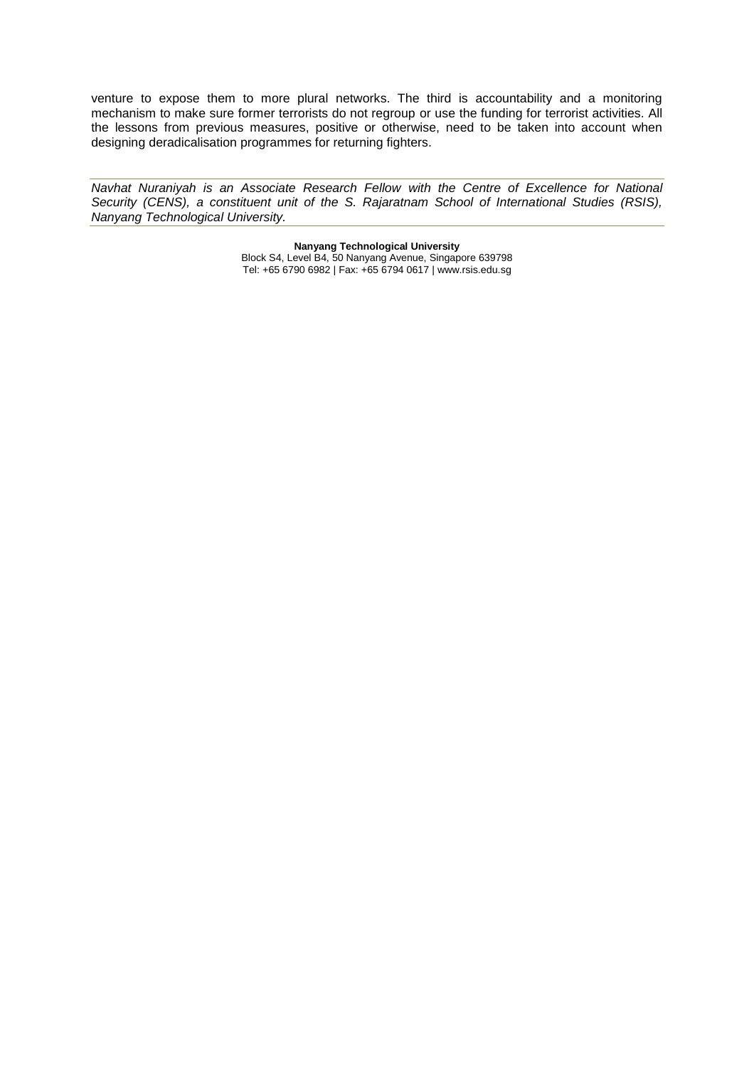venture to expose them to more plural networks. The third is accountability and a monitoring mechanism to make sure former terrorists do not regroup or use the funding for terrorist activities. All the lessons from previous measures, positive or otherwise, need to be taken into account when designing deradicalisation programmes for returning fighters.

---

*Navhat Nuraniyah is an Associate Research Fellow with the Centre of Excellence for National Security (CENS), a constituent unit of the S. Rajaratnam School of International Studies (RSIS), Nanyang Technological University.*

---

**Nanyang Technological University**
Block S4, Level B4, 50 Nanyang Avenue, Singapore 639798
Tel: +65 6790 6982 | Fax: +65 6794 0617 | www.rsis.edu.sg